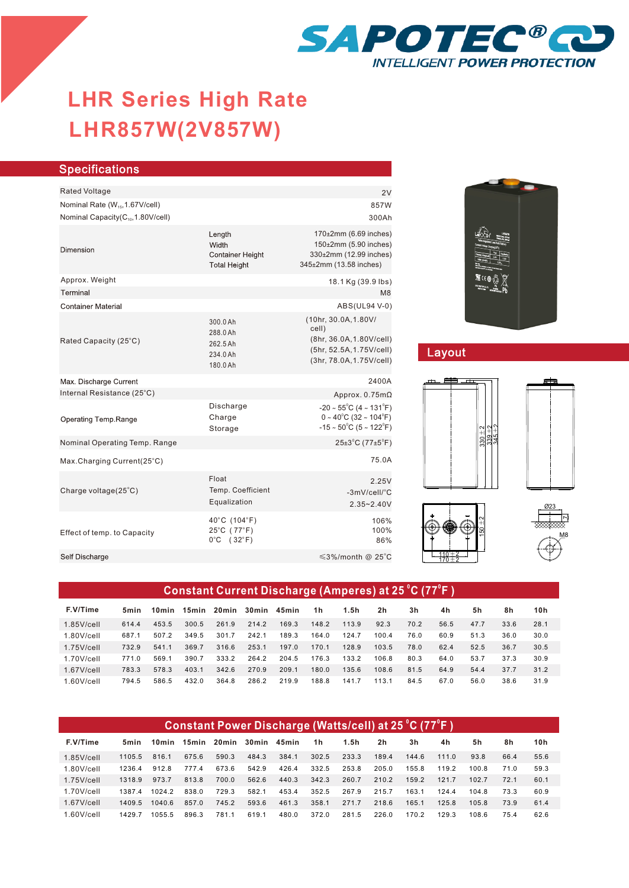SAPOTEC®

INTELLIGENT POWER PROTECTION

# LHR Series High Rate
# LHR857W(2V857W)

## Specifications

| | | |
|---|---|---|
| Rated Voltage | | 2V |
| Nominal Rate ($W_{15}$,1.67V/cell) | | 857W |
| Nominal Capacity($C_{10}$,1.80V/cell) | | 300Ah |
| Dimension | Length<br>Width<br>Container Height<br>Total Height | 170±2mm (6.69 inches)<br>150±2mm (5.90 inches)<br>330±2mm (12.99 inches)<br>345±2mm (13.58 inches) |
| Approx. Weight | | 18.1 Kg (39.9 lbs) |
| Terminal | | M8 |
| Container Material | | ABS(UL94 V-0) |
| Rated Capacity (25°C) | 300.0 Ah<br>288.0 Ah<br>262.5 Ah<br>234.0 Ah<br>180.0 Ah | (10hr, 30.0A,1.80V/cell)<br>(8hr, 36.0A,1.80V/cell)<br>(5hr, 52.5A,1.75V/cell)<br>(3hr, 78.0A,1.75V/cell) |
| Max. Discharge Current | | 2400A |
| Internal Resistance (25°C) | | Approx. 0.75mΩ |
| Operating Temp.Range | Discharge<br>Charge<br>Storage | -20 ~ 55°C (4 ~ 131°F)<br>0 ~ 40°C (32 ~ 104°F)<br>-15 ~ 50°C (5 ~ 122°F) |
| Nominal Operating Temp. Range | | 25±3°C (77±5°F) |
| Max.Charging Current(25°C) | | 75.0A |
| Charge voltage(25°C) | Float<br>Temp. Coefficient<br>Equalization | 2.25V<br>-3mV/cell/°C<br>2.35~2.40V |
| Effect of temp. to Capacity | 40°C (104°F)<br>25°C (77°F)<br>0°C (32°F) | 106%<br>100%<br>86% |
| Self Discharge | | ≤3%/month @ 25°C |

## Layout

## Constant Current Discharge (Amperes) at 25°C (77°F)

| F.V/Time | 5min | 10min | 15min | 20min | 30min | 45min | 1h | 1.5h | 2h | 3h | 4h | 5h | 8h | 10h |
|---|---|---|---|---|---|---|---|---|---|---|---|---|---|---|
| 1.85V/cell | 614.4 | 453.5 | 300.5 | 261.9 | 214.2 | 169.3 | 148.2 | 113.9 | 92.3 | 70.2 | 56.5 | 47.7 | 33.6 | 28.1 |
| 1.80V/cell | 687.1 | 507.2 | 349.5 | 301.7 | 242.1 | 189.3 | 164.0 | 124.7 | 100.4 | 76.0 | 60.9 | 51.3 | 36.0 | 30.0 |
| 1.75V/cell | 732.9 | 541.1 | 369.7 | 316.6 | 253.1 | 197.0 | 170.1 | 128.9 | 103.5 | 78.0 | 62.4 | 52.5 | 36.7 | 30.5 |
| 1.70V/cell | 771.0 | 569.1 | 390.7 | 333.2 | 264.2 | 204.5 | 176.3 | 133.2 | 106.8 | 80.3 | 64.0 | 53.7 | 37.3 | 30.9 |
| 1.67V/cell | 783.3 | 578.3 | 403.1 | 342.6 | 270.9 | 209.1 | 180.0 | 135.6 | 108.6 | 81.5 | 64.9 | 54.4 | 37.7 | 31.2 |
| 1.60V/cell | 794.5 | 586.5 | 432.0 | 364.8 | 286.2 | 219.9 | 188.8 | 141.7 | 113.1 | 84.5 | 67.0 | 56.0 | 38.6 | 31.9 |

## Constant Power Discharge (Watts/cell) at 25°C (77°F)

| F.V/Time | 5min | 10min | 15min | 20min | 30min | 45min | 1h | 1.5h | 2h | 3h | 4h | 5h | 8h | 10h |
|---|---|---|---|---|---|---|---|---|---|---|---|---|---|---|
| 1.85V/cell | 1105.5 | 816.1 | 675.6 | 590.3 | 484.3 | 384.1 | 302.5 | 233.3 | 189.4 | 144.6 | 111.0 | 93.8 | 66.4 | 55.6 |
| 1.80V/cell | 1236.4 | 912.8 | 777.4 | 673.6 | 542.9 | 426.4 | 332.5 | 253.8 | 205.0 | 155.8 | 119.2 | 100.8 | 71.0 | 59.3 |
| 1.75V/cell | 1318.9 | 973.7 | 813.8 | 700.0 | 562.6 | 440.3 | 342.3 | 260.7 | 210.2 | 159.2 | 121.7 | 102.7 | 72.1 | 60.1 |
| 1.70V/cell | 1387.4 | 1024.2 | 838.0 | 729.3 | 582.1 | 453.4 | 352.5 | 267.9 | 215.7 | 163.1 | 124.4 | 104.8 | 73.3 | 60.9 |
| 1.67V/cell | 1409.5 | 1040.6 | 857.0 | 745.2 | 593.6 | 461.3 | 358.1 | 271.7 | 218.6 | 165.1 | 125.8 | 105.8 | 73.9 | 61.4 |
| 1.60V/cell | 1429.7 | 1055.5 | 896.3 | 781.1 | 619.1 | 480.0 | 372.0 | 281.5 | 226.0 | 170.2 | 129.3 | 108.6 | 75.4 | 62.6 |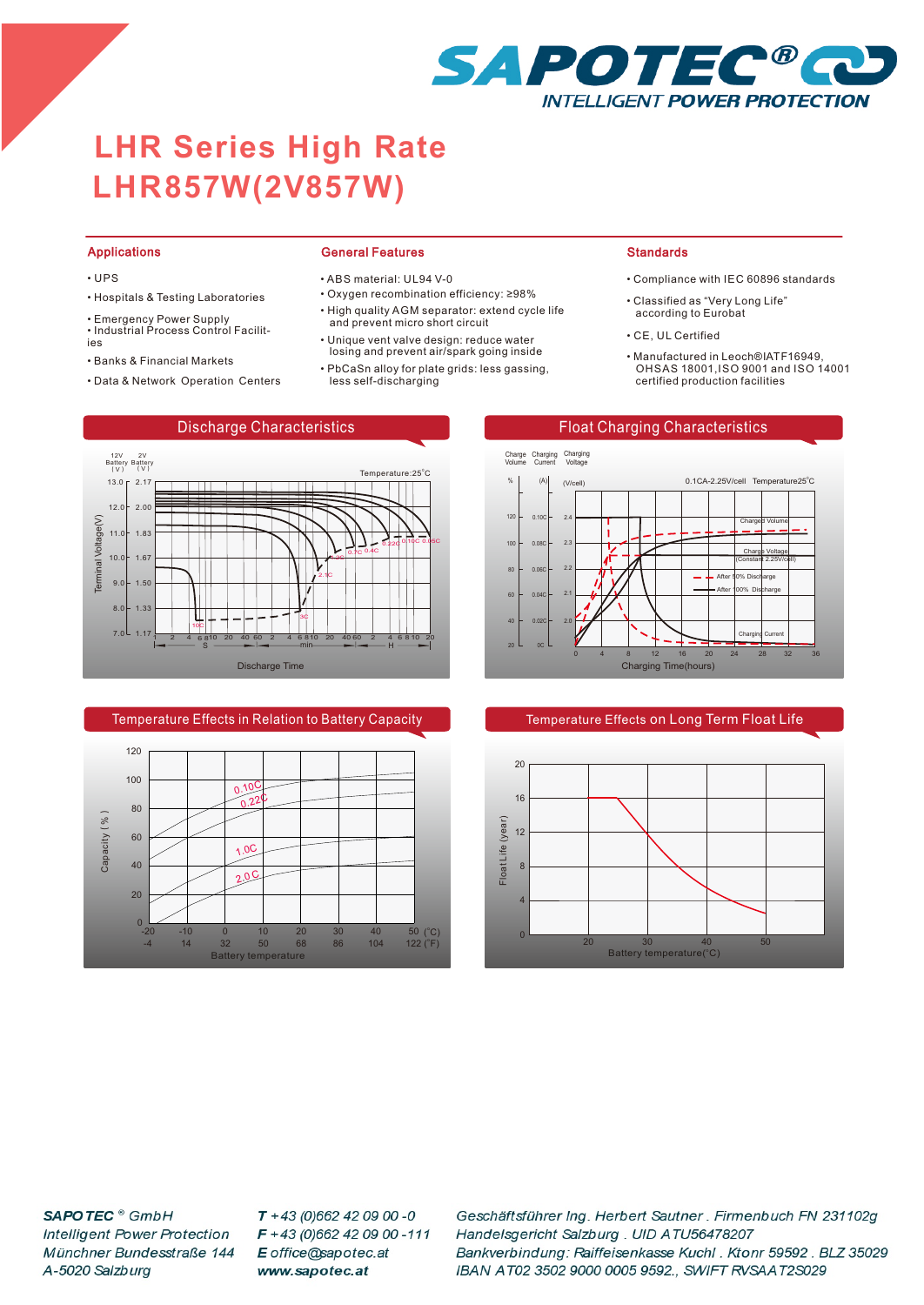SAPOTEC®

INTELLIGENT POWER PROTECTION

# LHR Series High Rate
# LHR857W(2V857W)

## Applications

- UPS
- Hospitals & Testing Laboratories
- Emergency Power Supply
- Industrial Process Control Facilities
- Banks & Financial Markets
- Data & Network Operation Centers

## General Features

- ABS material: UL94 V-0
- Oxygen recombination efficiency: ≥98%
- High quality AGM separator: extend cycle life and prevent micro short circuit
- Unique vent valve design: reduce water losing and prevent air/spark going inside
- PbCaSn alloy for plate grids: less gassing, less self-discharging

## Standards

- Compliance with IEC 60896 standards
- Classified as "Very Long Life" according to Eurobat
- CE, UL Certified
- Manufactured in Leoch®IATF16949, OHSAS 18001,ISO 9001 and ISO 14001 certified production facilities

## Discharge Characteristics

12V Battery (V)
2V Battery (V)
Terminal Voltage(V)
Temperature:25°C
13.0 2.17
12.0 2.00
11.0 1.83
10.0 1.67
9.0 1.50
8.0 1.33
7.0 1.17
10C 3C 2.1C 1.2C 0.7C 0.4C 0.22C 0.10C 0.05C
1 2 4 6 8 10 20 40 60 2 4 6 8 10 20 40 60 2 4 6 8 10 20
S min H
Discharge Time

## Float Charging Characteristics

Charge Volume %
Charging Current (A)
Charging Voltage (V/cell)
0.1CA-2.25V/cell Temperature25°C
120 0.10C 2.4
100 0.08C 2.3
80 0.06C 2.2
60 0.04C 2.1
40 0.02C 2.0
20 0C
Charged Volume
Charge Voltage (Constant 2.25V/cell)
After 50% Discharge
After 100% Discharge
Charging Current
0 4 8 12 16 20 24 28 32 36
Charging Time(hours)

## Temperature Effects in Relation to Battery Capacity

Capacity (%)
120
100
80
60
40
20
0
0.10C
0.22C
1.0C
2.0C
-20 -10 0 10 20 30 40 50 (°C)
-4 14 32 50 68 86 104 122 (°F)
Battery temperature

## Temperature Effects on Long Term Float Life

Float Life (year)
20
16
12
8
4
0
20 30 40 50
Battery temperature(°C)

*SAPOTEC ® GmbH*
*Intelligent Power Protection*
*Münchner Bundesstraße 144*
*A-5020 Salzburg*

*T +43 (0)662 42 09 00 -0*
*F +43 (0)662 42 09 00 -111*
*E office@sapotec.at*
*www.sapotec.at*

*Geschäftsführer Ing. Herbert Sautner . Firmenbuch FN 231102g*
*Handelsgericht Salzburg . UID ATU56478207*
*Bankverbindung: Raiffeisenkasse Kuchl . Ktonr 59592 . BLZ 35029*
*IBAN AT02 3502 9000 0005 9592., SWIFT RVSAAT2S029*